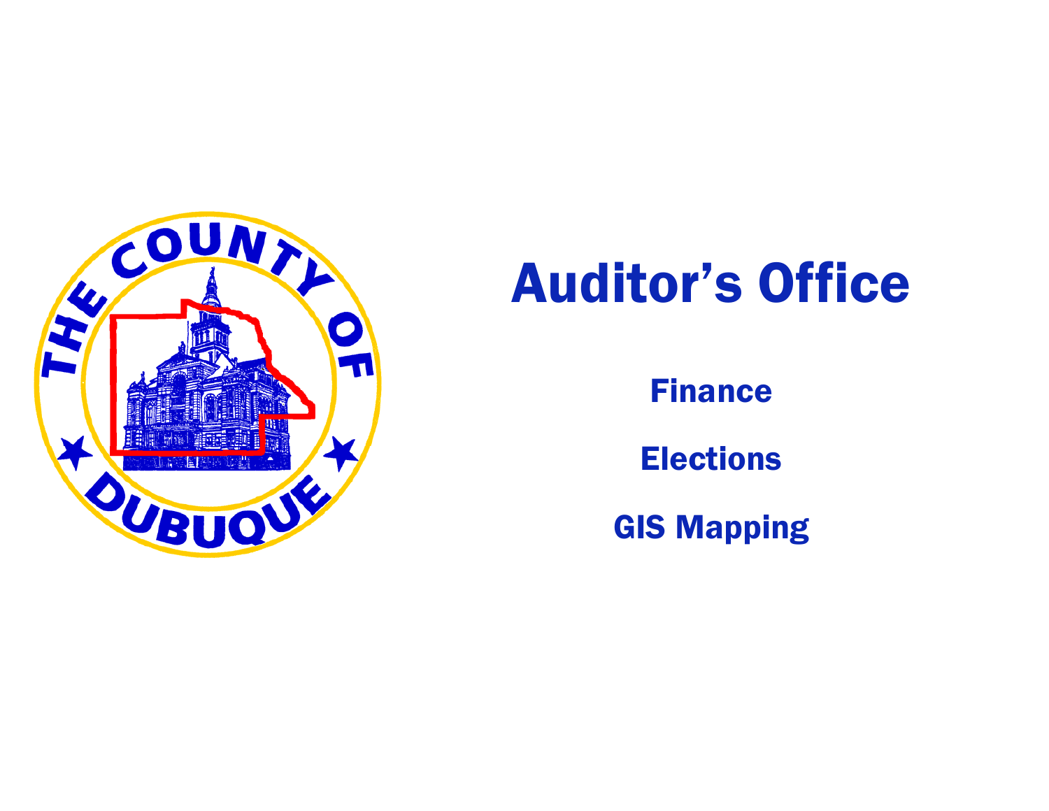# Auditor's Office

**Finance**

**Elections**

**GIS Mapping**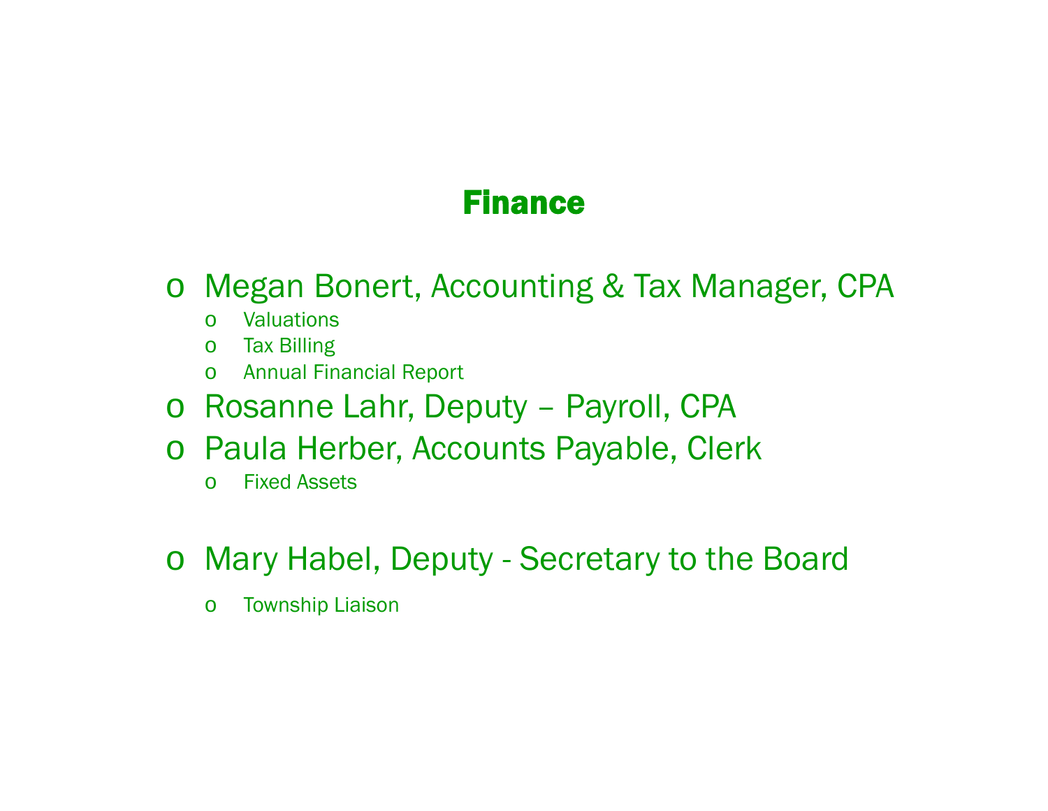# Finance

- Megan Bonert, Accounting & Tax Manager, CPA
  - Valuations
  - Tax Billing
  - Annual Financial Report
- Rosanne Lahr, Deputy – Payroll, CPA
- Paula Herber, Accounts Payable, Clerk
  - Fixed Assets
- Mary Habel, Deputy - Secretary to the Board
  - Township Liaison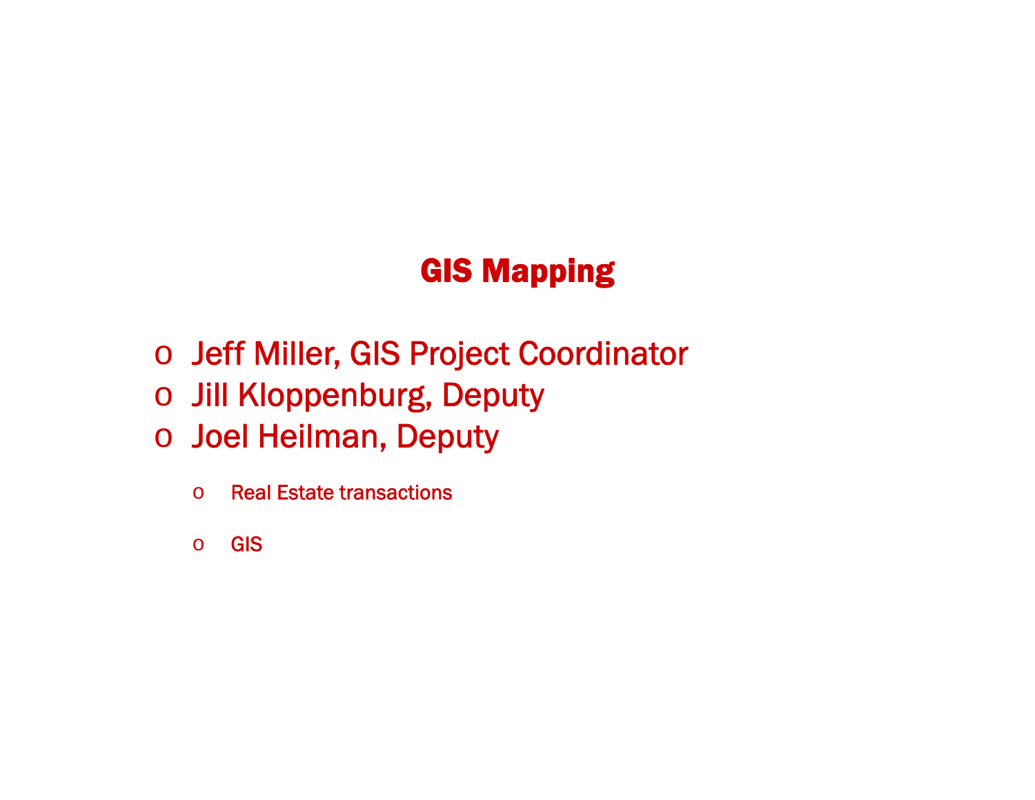# GIS Mapping

- Jeff Miller, GIS Project Coordinator
- Jill Kloppenburg, Deputy
- Joel Heilman, Deputy
    - Real Estate transactions
    - GIS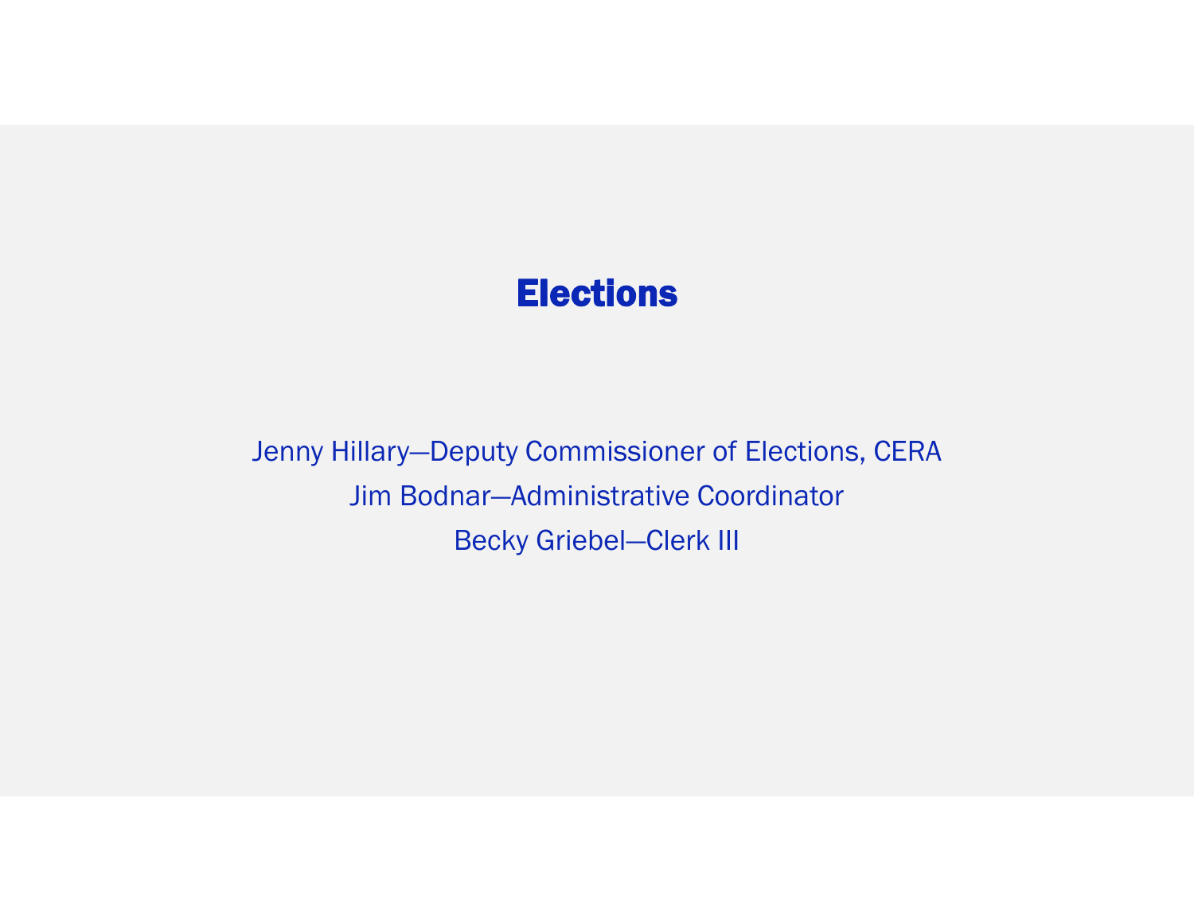# Elections

Jenny Hillary—Deputy Commissioner of Elections, CERA

Jim Bodnar—Administrative Coordinator

Becky Griebel—Clerk III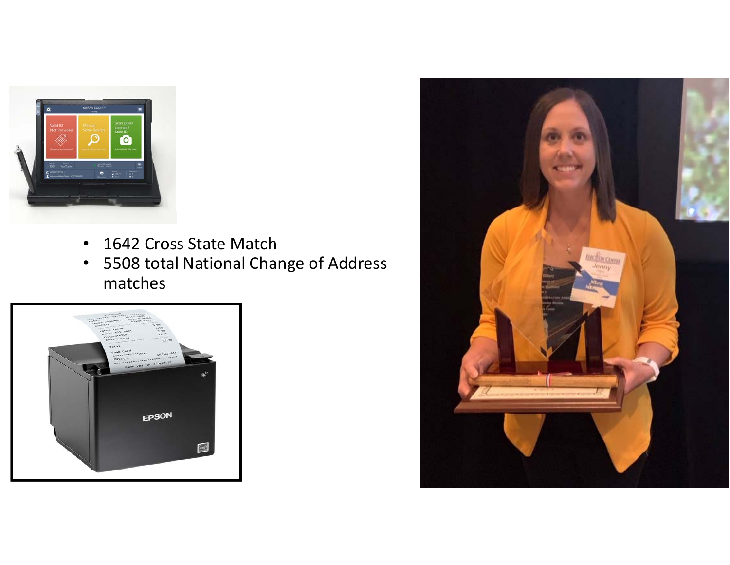- 1642 Cross State Match
- 5508 total National Change of Address matches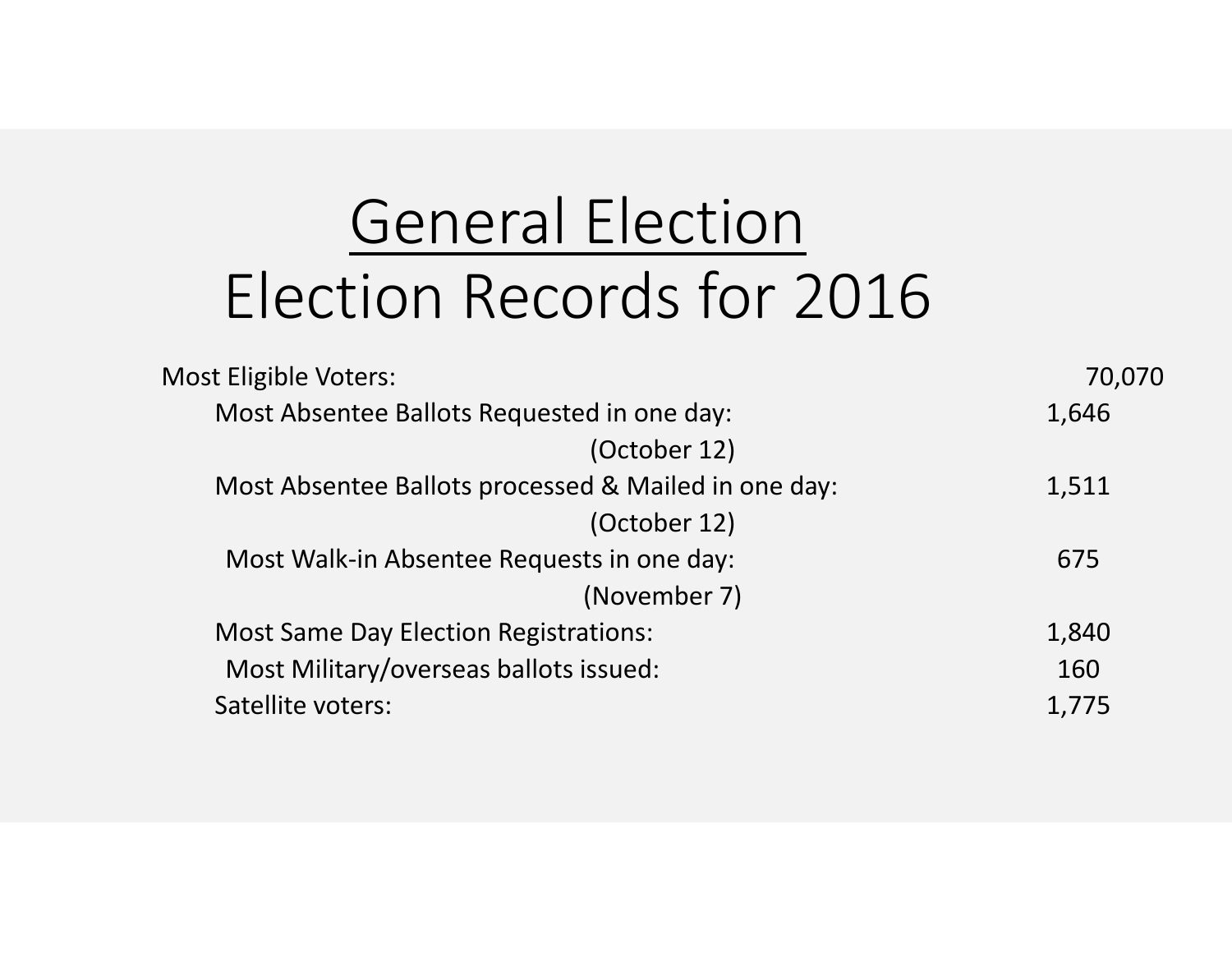# General Election

# Election Records for 2016

| | |
|---|---|
| Most Eligible Voters: | 70,070 |
| Most Absentee Ballots Requested in one day: (October 12) | 1,646 |
| Most Absentee Ballots processed & Mailed in one day: (October 12) | 1,511 |
| Most Walk-in Absentee Requests in one day: (November 7) | 675 |
| Most Same Day Election Registrations: | 1,840 |
| Most Military/overseas ballots issued: | 160 |
| Satellite voters: | 1,775 |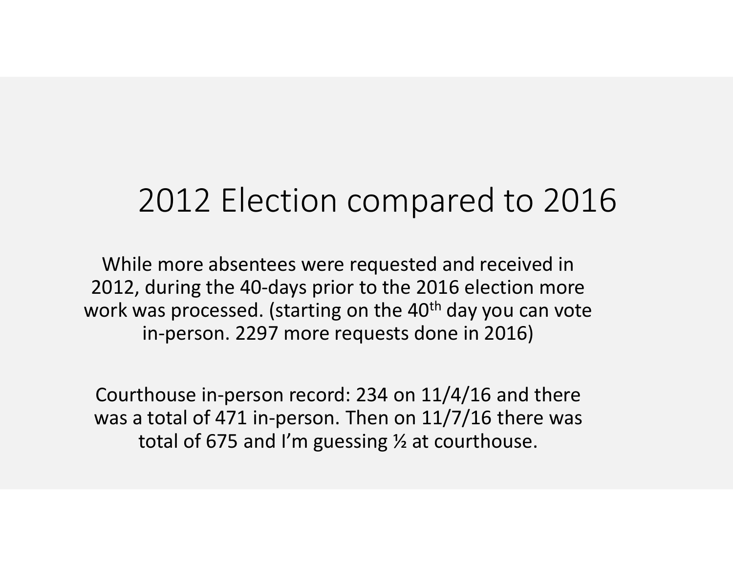# 2012 Election compared to 2016

While more absentees were requested and received in 2012, during the 40-days prior to the 2016 election more work was processed. (starting on the 40th day you can vote in-person. 2297 more requests done in 2016)

Courthouse in-person record: 234 on 11/4/16 and there was a total of 471 in-person. Then on 11/7/16 there was total of 675 and I'm guessing ½ at courthouse.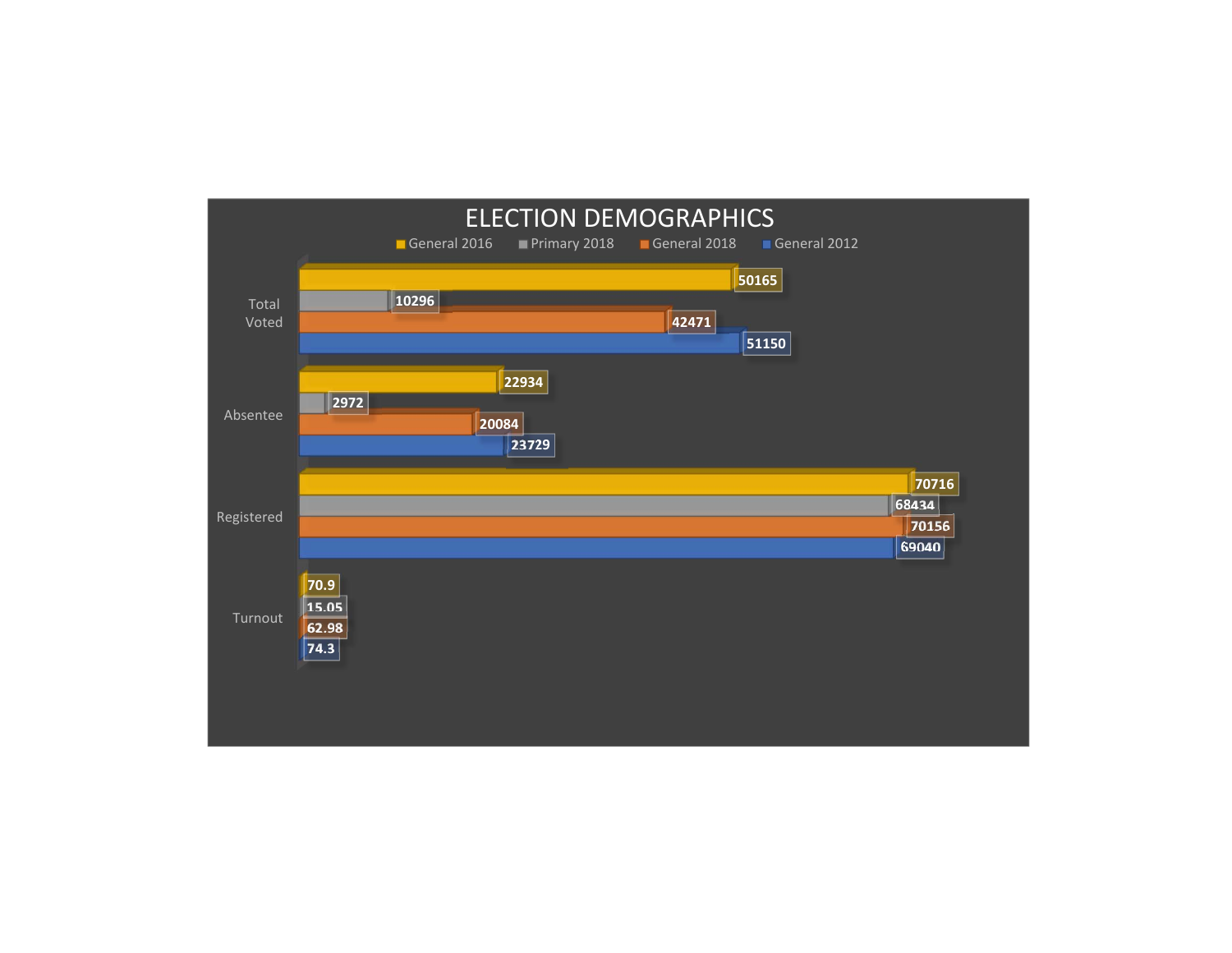# ELECTION DEMOGRAPHICS

| | General 2016 | Primary 2018 | General 2018 | General 2012 |
|---|---|---|---|---|
| Total Voted | 50165 | 10296 | 42471 | 51150 |
| Absentee | 22934 | 2972 | 20084 | 23729 |
| Registered | 70716 | 68434 | 70156 | 69040 |
| Turnout | 70.9 | 15.05 | 62.98 | 74.3 |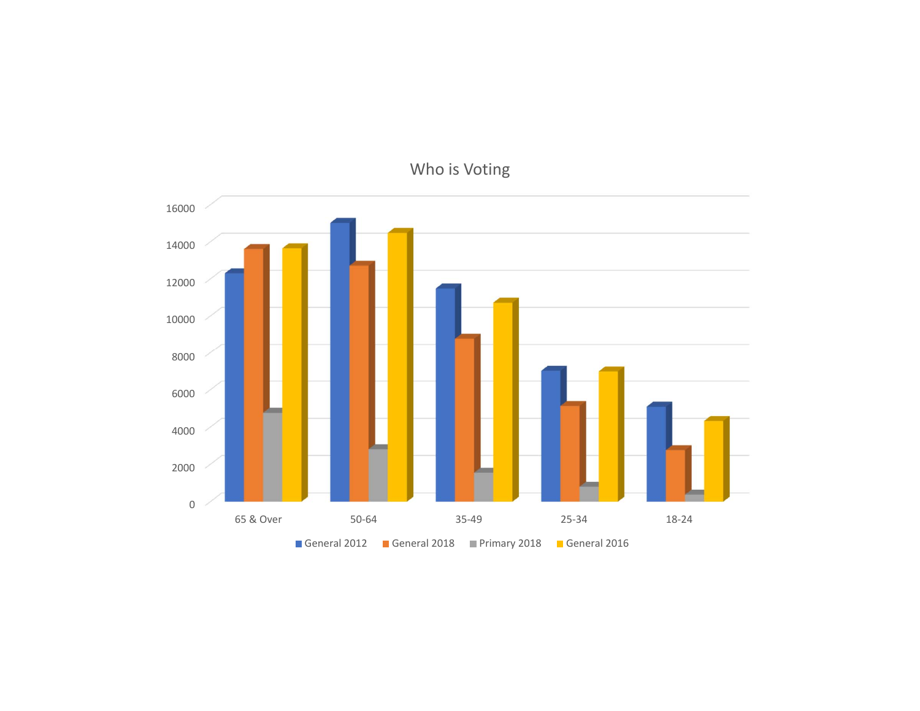## Who is Voting

16000
14000
12000
10000
8000
6000
4000
2000
0

65 & Over | 50-64 | 35-49 | 25-34 | 18-24

■ General 2012 ■ General 2018 ■ Primary 2018 ■ General 2016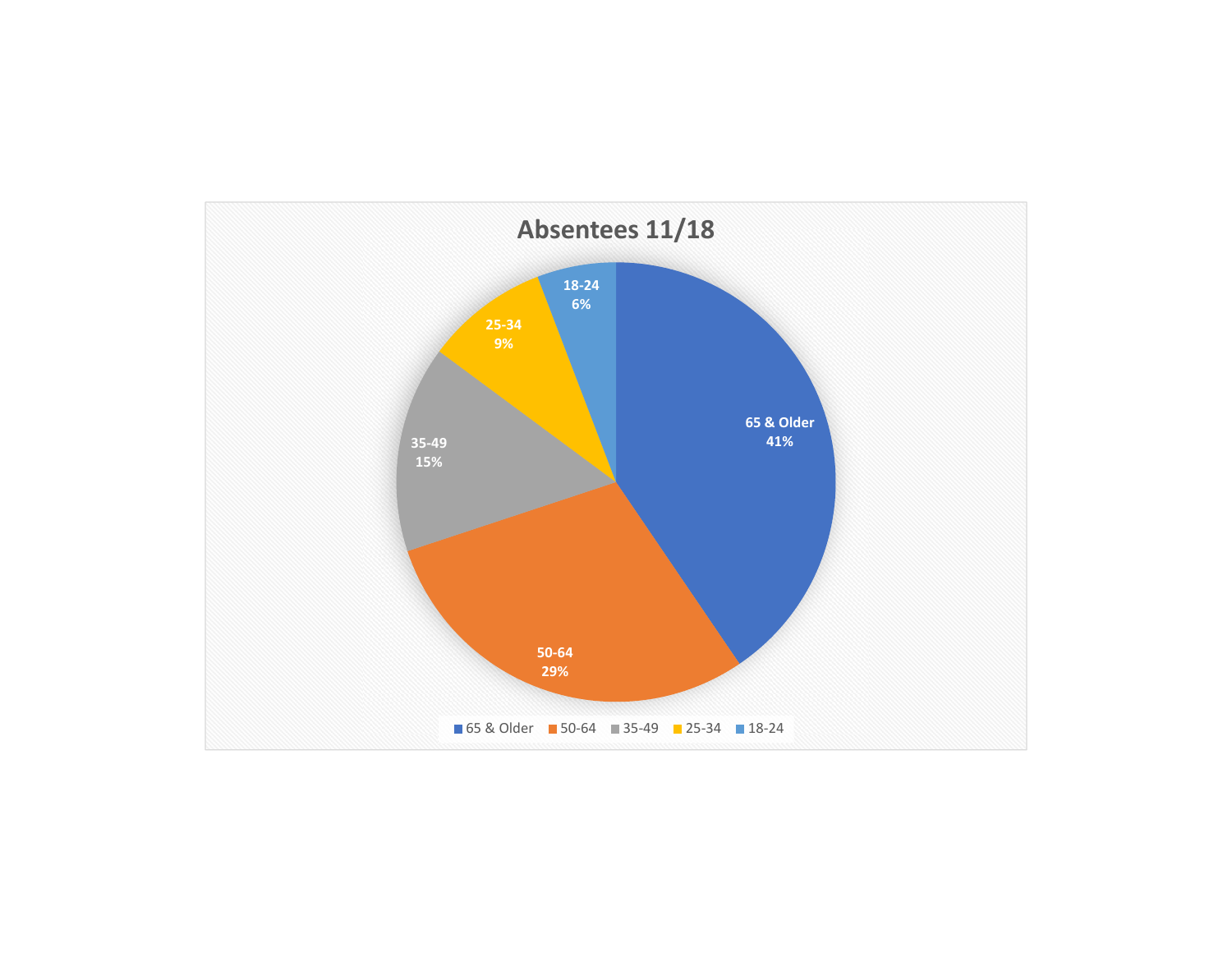## Absentees 11/18

| Age Group | Percentage |
|---|---|
| 65 & Older | 41% |
| 50-64 | 29% |
| 35-49 | 15% |
| 25-34 | 9% |
| 18-24 | 6% |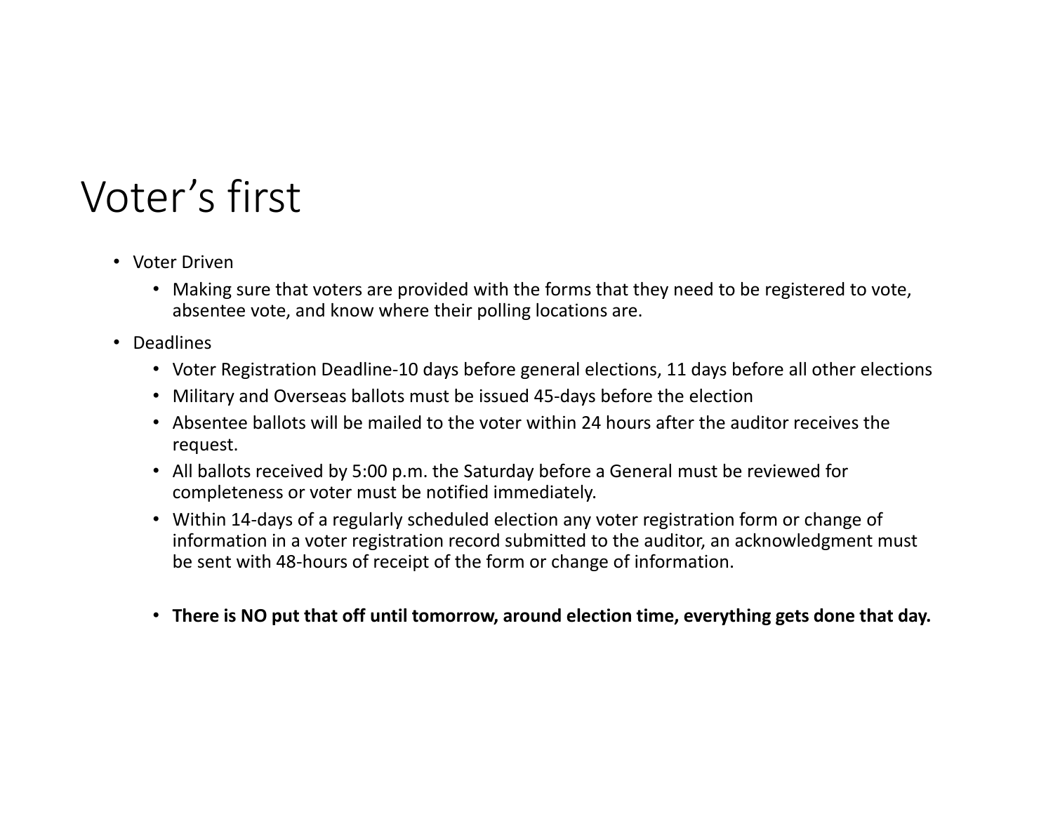# Voter's first

- Voter Driven
  - Making sure that voters are provided with the forms that they need to be registered to vote, absentee vote, and know where their polling locations are.
- Deadlines
  - Voter Registration Deadline-10 days before general elections, 11 days before all other elections
  - Military and Overseas ballots must be issued 45-days before the election
  - Absentee ballots will be mailed to the voter within 24 hours after the auditor receives the request.
  - All ballots received by 5:00 p.m. the Saturday before a General must be reviewed for completeness or voter must be notified immediately.
  - Within 14-days of a regularly scheduled election any voter registration form or change of information in a voter registration record submitted to the auditor, an acknowledgment must be sent with 48-hours of receipt of the form or change of information.

  - **There is NO put that off until tomorrow, around election time, everything gets done that day.**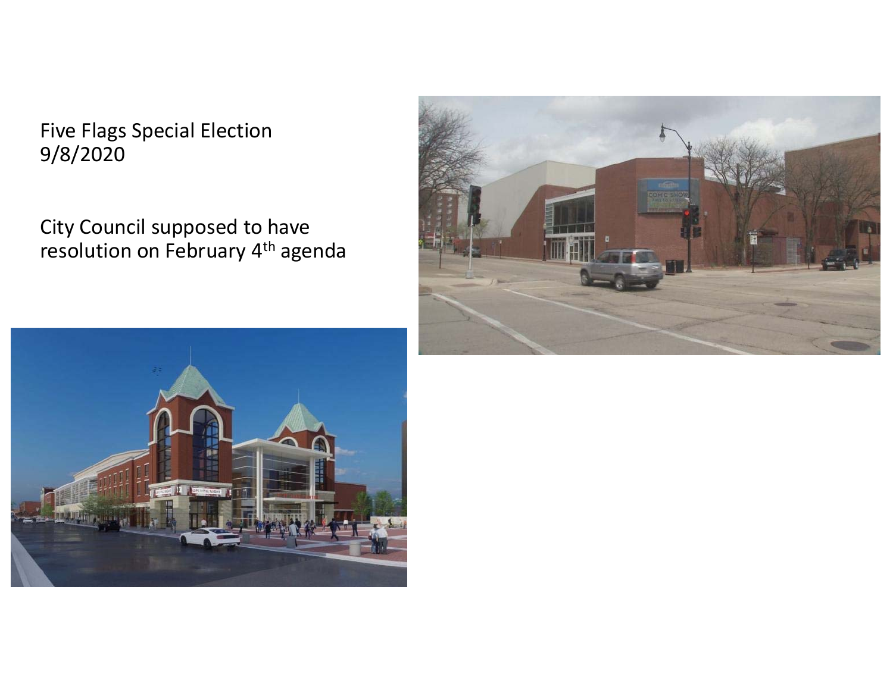Five Flags Special Election
9/8/2020

City Council supposed to have resolution on February 4th agenda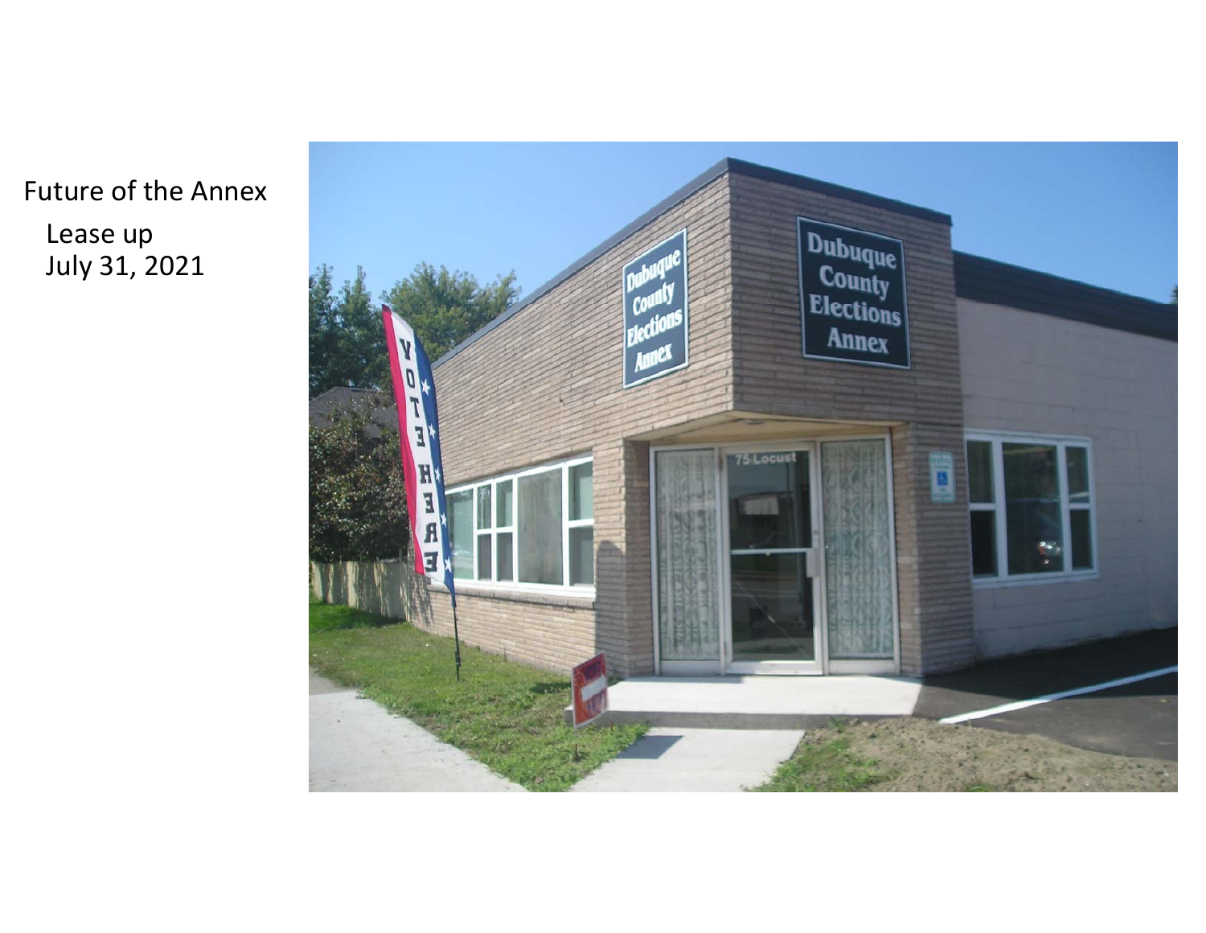Future of the Annex

Lease up
July 31, 2021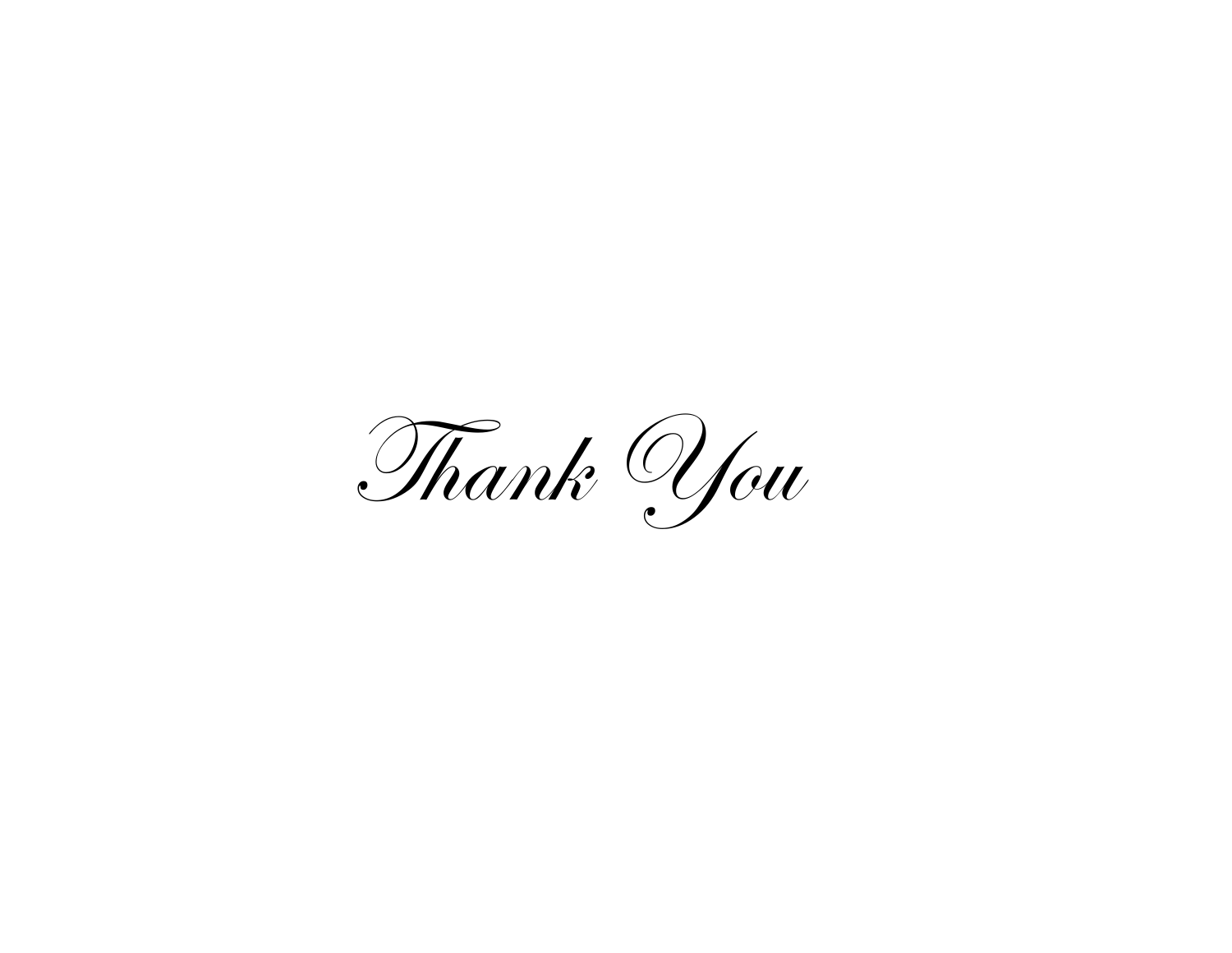*Thank You*